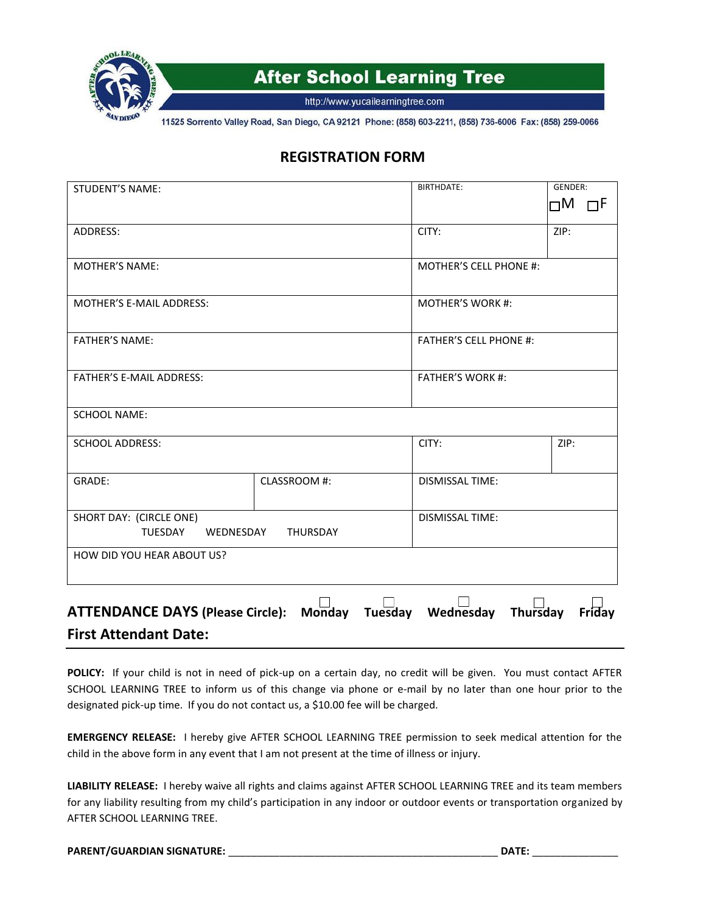# After School Learning Tree

http://www.yucailearningtree.com

11525 Sorrento Valley Road, San Diego, CA 92121 Phone: (858) 603-2211, (858) 736-6006 Fax: (858) 259-0066

## REGISTRATION FORM

| STUDENT'S NAME: | | BIRTHDATE: | GENDER: ☐M ☐F |
|---|---|---|---|
| ADDRESS: | | CITY: | ZIP: |
| MOTHER'S NAME: | | MOTHER'S CELL PHONE #: | |
| MOTHER'S E-MAIL ADDRESS: | | MOTHER'S WORK #: | |
| FATHER'S NAME: | | FATHER'S CELL PHONE #: | |
| FATHER'S E-MAIL ADDRESS: | | FATHER'S WORK #: | |
| SCHOOL NAME: | | | |
| SCHOOL ADDRESS: | | CITY: | ZIP: |
| GRADE: | CLASSROOM #: | DISMISSAL TIME: | |
| SHORT DAY: (CIRCLE ONE) TUESDAY WEDNESDAY THURSDAY | | DISMISSAL TIME: | |
| HOW DID YOU HEAR ABOUT US? | | | |

**ATTENDANCE DAYS (Please Circle):** ☐ **Monday** ☐ **Tuesday** ☐ **Wednesday** ☐ **Thursday** ☐ **Friday**

**First Attendant Date:**

---

**POLICY:** If your child is not in need of pick-up on a certain day, no credit will be given. You must contact AFTER SCHOOL LEARNING TREE to inform us of this change via phone or e-mail by no later than one hour prior to the designated pick-up time. If you do not contact us, a $10.00 fee will be charged.

**EMERGENCY RELEASE:** I hereby give AFTER SCHOOL LEARNING TREE permission to seek medical attention for the child in the above form in any event that I am not present at the time of illness or injury.

**LIABILITY RELEASE:** I hereby waive all rights and claims against AFTER SCHOOL LEARNING TREE and its team members for any liability resulting from my child's participation in any indoor or outdoor events or transportation organized by AFTER SCHOOL LEARNING TREE.

**PARENT/GUARDIAN SIGNATURE:** ______________________________________________ **DATE:** _______________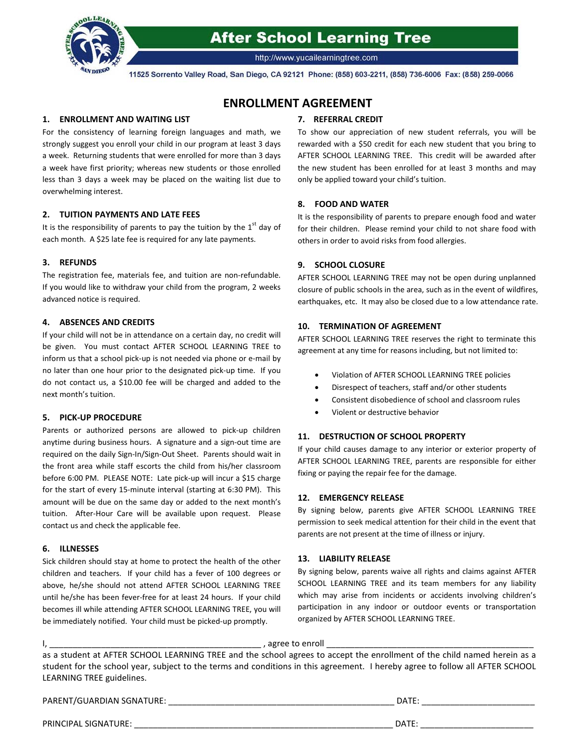# After School Learning Tree

http://www.yucailearningtree.com

11525 Sorrento Valley Road, San Diego, CA 92121 Phone: (858) 603-2211, (858) 736-6006 Fax: (858) 259-0066

## ENROLLMENT AGREEMENT

### 1. ENROLLMENT AND WAITING LIST

For the consistency of learning foreign languages and math, we strongly suggest you enroll your child in our program at least 3 days a week. Returning students that were enrolled for more than 3 days a week have first priority; whereas new students or those enrolled less than 3 days a week may be placed on the waiting list due to overwhelming interest.

### 2. TUITION PAYMENTS AND LATE FEES

It is the responsibility of parents to pay the tuition by the 1st day of each month. A $25 late fee is required for any late payments.

### 3. REFUNDS

The registration fee, materials fee, and tuition are non-refundable. If you would like to withdraw your child from the program, 2 weeks advanced notice is required.

### 4. ABSENCES AND CREDITS

If your child will not be in attendance on a certain day, no credit will be given. You must contact AFTER SCHOOL LEARNING TREE to inform us that a school pick-up is not needed via phone or e-mail by no later than one hour prior to the designated pick-up time. If you do not contact us, a $10.00 fee will be charged and added to the next month's tuition.

### 5. PICK-UP PROCEDURE

Parents or authorized persons are allowed to pick-up children anytime during business hours. A signature and a sign-out time are required on the daily Sign-In/Sign-Out Sheet. Parents should wait in the front area while staff escorts the child from his/her classroom before 6:00 PM. PLEASE NOTE: Late pick-up will incur a $15 charge for the start of every 15-minute interval (starting at 6:30 PM). This amount will be due on the same day or added to the next month's tuition. After-Hour Care will be available upon request. Please contact us and check the applicable fee.

### 6. ILLNESSES

Sick children should stay at home to protect the health of the other children and teachers. If your child has a fever of 100 degrees or above, he/she should not attend AFTER SCHOOL LEARNING TREE until he/she has been fever-free for at least 24 hours. If your child becomes ill while attending AFTER SCHOOL LEARNING TREE, you will be immediately notified. Your child must be picked-up promptly.

### 7. REFERRAL CREDIT

To show our appreciation of new student referrals, you will be rewarded with a $50 credit for each new student that you bring to AFTER SCHOOL LEARNING TREE. This credit will be awarded after the new student has been enrolled for at least 3 months and may only be applied toward your child's tuition.

### 8. FOOD AND WATER

It is the responsibility of parents to prepare enough food and water for their children. Please remind your child to not share food with others in order to avoid risks from food allergies.

### 9. SCHOOL CLOSURE

AFTER SCHOOL LEARNING TREE may not be open during unplanned closure of public schools in the area, such as in the event of wildfires, earthquakes, etc. It may also be closed due to a low attendance rate.

### 10. TERMINATION OF AGREEMENT

AFTER SCHOOL LEARNING TREE reserves the right to terminate this agreement at any time for reasons including, but not limited to:

- Violation of AFTER SCHOOL LEARNING TREE policies
- Disrespect of teachers, staff and/or other students
- Consistent disobedience of school and classroom rules
- Violent or destructive behavior

### 11. DESTRUCTION OF SCHOOL PROPERTY

If your child causes damage to any interior or exterior property of AFTER SCHOOL LEARNING TREE, parents are responsible for either fixing or paying the repair fee for the damage.

### 12. EMERGENCY RELEASE

By signing below, parents give AFTER SCHOOL LEARNING TREE permission to seek medical attention for their child in the event that parents are not present at the time of illness or injury.

### 13. LIABILITY RELEASE

By signing below, parents waive all rights and claims against AFTER SCHOOL LEARNING TREE and its team members for any liability which may arise from incidents or accidents involving children's participation in any indoor or outdoor events or transportation organized by AFTER SCHOOL LEARNING TREE.

I, ____________________________________________ , agree to enroll ____________________________________________ as a student at AFTER SCHOOL LEARNING TREE and the school agrees to accept the enrollment of the child named herein as a student for the school year, subject to the terms and conditions in this agreement. I hereby agree to follow all AFTER SCHOOL LEARNING TREE guidelines.

PARENT/GUARDIAN SGNATURE: ________________________________________________ DATE: ________________________

PRINCIPAL SIGNATURE: ______________________________________________________ DATE: ________________________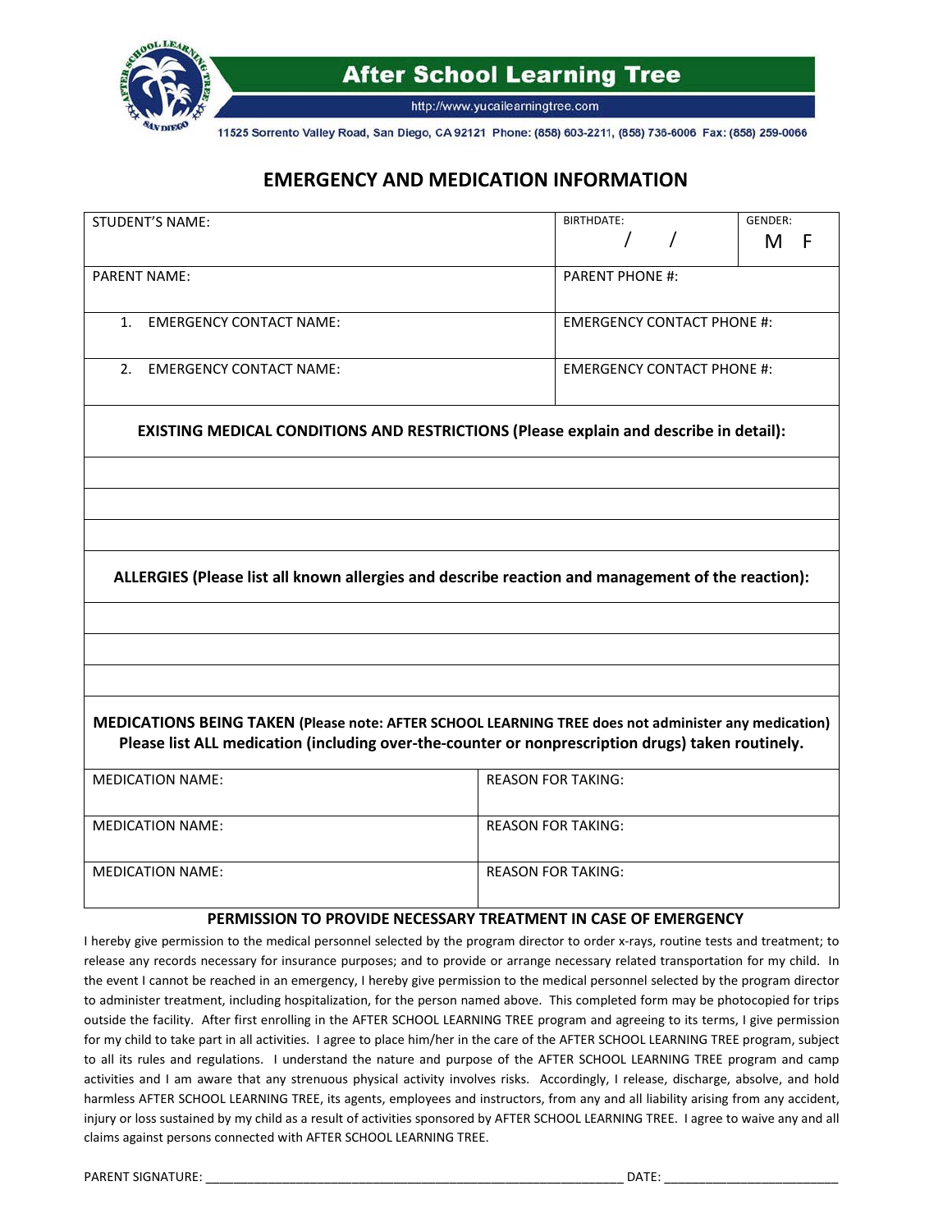**After School Learning Tree**

http://www.yucailearningtree.com

11525 Sorrento Valley Road, San Diego, CA 92121 Phone: (858) 603-2211, (858) 736-6006 Fax: (858) 259-0066

# EMERGENCY AND MEDICATION INFORMATION

| STUDENT'S NAME: | BIRTHDATE: / / | GENDER: M F |
|---|---|---|
| PARENT NAME: | PARENT PHONE #: | |
| 1. EMERGENCY CONTACT NAME: | EMERGENCY CONTACT PHONE #: | |
| 2. EMERGENCY CONTACT NAME: | EMERGENCY CONTACT PHONE #: | |

**EXISTING MEDICAL CONDITIONS AND RESTRICTIONS (Please explain and describe in detail):**

| |
|---|
| |
| |
| |

**ALLERGIES (Please list all known allergies and describe reaction and management of the reaction):**

| |
|---|
| |
| |
| |

**MEDICATIONS BEING TAKEN (Please note: AFTER SCHOOL LEARNING TREE does not administer any medication) Please list ALL medication (including over-the-counter or nonprescription drugs) taken routinely.**

| MEDICATION NAME: | REASON FOR TAKING: |
|---|---|
| MEDICATION NAME: | REASON FOR TAKING: |
| MEDICATION NAME: | REASON FOR TAKING: |

## PERMISSION TO PROVIDE NECESSARY TREATMENT IN CASE OF EMERGENCY

I hereby give permission to the medical personnel selected by the program director to order x-rays, routine tests and treatment; to release any records necessary for insurance purposes; and to provide or arrange necessary related transportation for my child. In the event I cannot be reached in an emergency, I hereby give permission to the medical personnel selected by the program director to administer treatment, including hospitalization, for the person named above. This completed form may be photocopied for trips outside the facility. After first enrolling in the AFTER SCHOOL LEARNING TREE program and agreeing to its terms, I give permission for my child to take part in all activities. I agree to place him/her in the care of the AFTER SCHOOL LEARNING TREE program, subject to all its rules and regulations. I understand the nature and purpose of the AFTER SCHOOL LEARNING TREE program and camp activities and I am aware that any strenuous physical activity involves risks. Accordingly, I release, discharge, absolve, and hold harmless AFTER SCHOOL LEARNING TREE, its agents, employees and instructors, from any and all liability arising from any accident, injury or loss sustained by my child as a result of activities sponsored by AFTER SCHOOL LEARNING TREE. I agree to waive any and all claims against persons connected with AFTER SCHOOL LEARNING TREE.

PARENT SIGNATURE: ____________________________________________________________ DATE: ________________________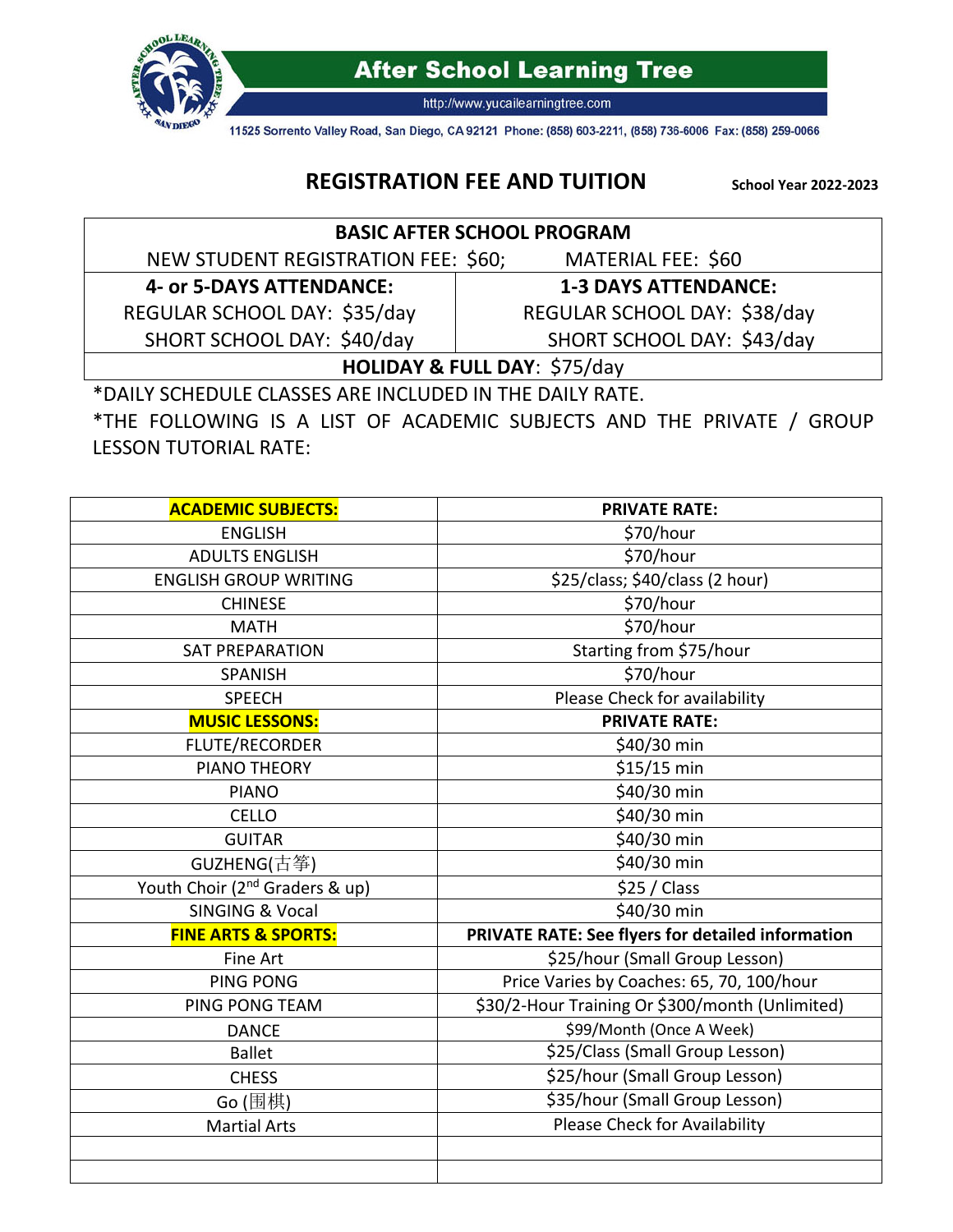After School Learning Tree

http://www.yucailearningtree.com

11525 Sorrento Valley Road, San Diego, CA 92121 Phone: (858) 603-2211, (858) 736-6006 Fax: (858) 259-0066

# REGISTRATION FEE AND TUITION

**School Year 2022-2023**

| BASIC AFTER SCHOOL PROGRAM | |
|---|---|
| NEW STUDENT REGISTRATION FEE: $60; | MATERIAL FEE: $60 |
| **4- or 5-DAYS ATTENDANCE:** | **1-3 DAYS ATTENDANCE:** |
| REGULAR SCHOOL DAY: $35/day | REGULAR SCHOOL DAY: $38/day |
| SHORT SCHOOL DAY: $40/day | SHORT SCHOOL DAY: $43/day |
| **HOLIDAY & FULL DAY**: $75/day | |

*DAILY SCHEDULE CLASSES ARE INCLUDED IN THE DAILY RATE.

*THE FOLLOWING IS A LIST OF ACADEMIC SUBJECTS AND THE PRIVATE / GROUP LESSON TUTORIAL RATE:

| **ACADEMIC SUBJECTS:** | **PRIVATE RATE:** |
|---|---|
| ENGLISH | $70/hour |
| ADULTS ENGLISH | $70/hour |
| ENGLISH GROUP WRITING | $25/class; $40/class (2 hour) |
| CHINESE | $70/hour |
| MATH | $70/hour |
| SAT PREPARATION | Starting from $75/hour |
| SPANISH | $70/hour |
| SPEECH | Please Check for availability |
| **MUSIC LESSONS:** | **PRIVATE RATE:** |
| FLUTE/RECORDER | $40/30 min |
| PIANO THEORY | $15/15 min |
| PIANO | $40/30 min |
| CELLO | $40/30 min |
| GUITAR | $40/30 min |
| GUZHENG(古筝) | $40/30 min |
| Youth Choir (2nd Graders & up) | $25 / Class |
| SINGING & Vocal | $40/30 min |
| **FINE ARTS & SPORTS:** | **PRIVATE RATE: See flyers for detailed information** |
| Fine Art | $25/hour (Small Group Lesson) |
| PING PONG | Price Varies by Coaches: 65, 70, 100/hour |
| PING PONG TEAM | $30/2-Hour Training Or $300/month (Unlimited) |
| DANCE | $99/Month (Once A Week) |
| Ballet | $25/Class (Small Group Lesson) |
| CHESS | $25/hour (Small Group Lesson) |
| Go (围棋) | $35/hour (Small Group Lesson) |
| Martial Arts | Please Check for Availability |
| | |
| | |